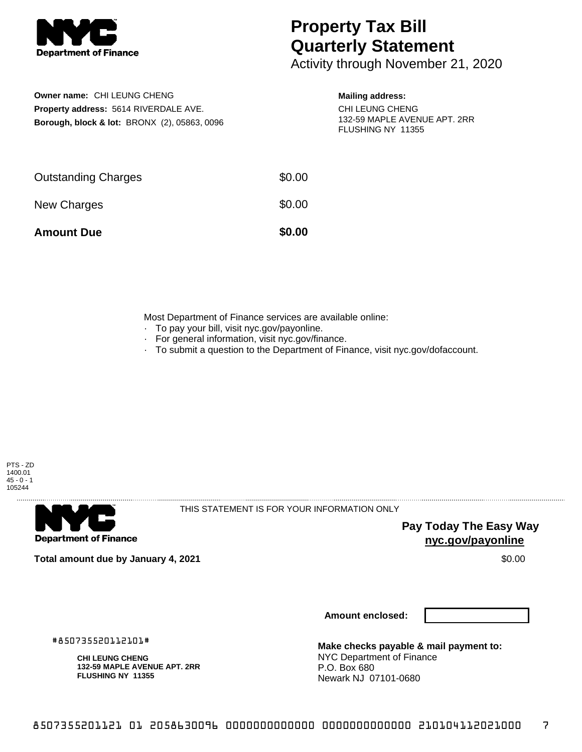NYC Department of Finance

# Property Tax Bill Quarterly Statement

Activity through November 21, 2020

**Owner name:** CHI LEUNG CHENG
**Property address:** 5614 RIVERDALE AVE.
**Borough, block & lot:** BRONX (2), 05863, 0096

**Mailing address:**
CHI LEUNG CHENG
132-59 MAPLE AVENUE APT. 2RR
FLUSHING NY 11355

| | |
|---|---|
| Outstanding Charges | $0.00 |
| New Charges | $0.00 |
| **Amount Due** | **$0.00** |

Most Department of Finance services are available online:

- To pay your bill, visit nyc.gov/payonline.
- For general information, visit nyc.gov/finance.
- To submit a question to the Department of Finance, visit nyc.gov/dofaccount.

PTS - ZD
1400.01
45 - 0 - 1
105244

NYC Department of Finance

THIS STATEMENT IS FOR YOUR INFORMATION ONLY

**Pay Today The Easy Way**
**nyc.gov/payonline**

**Total amount due by January 4, 2021** $0.00

**Amount enclosed:**

#850735520112101#

**CHI LEUNG CHENG**
**132-59 MAPLE AVENUE APT. 2RR**
**FLUSHING NY 11355**

**Make checks payable & mail payment to:**
NYC Department of Finance
P.O. Box 680
Newark NJ 07101-0680

8507355201121 01 2058630096 0000000000000 0000000000000 210104112021000 7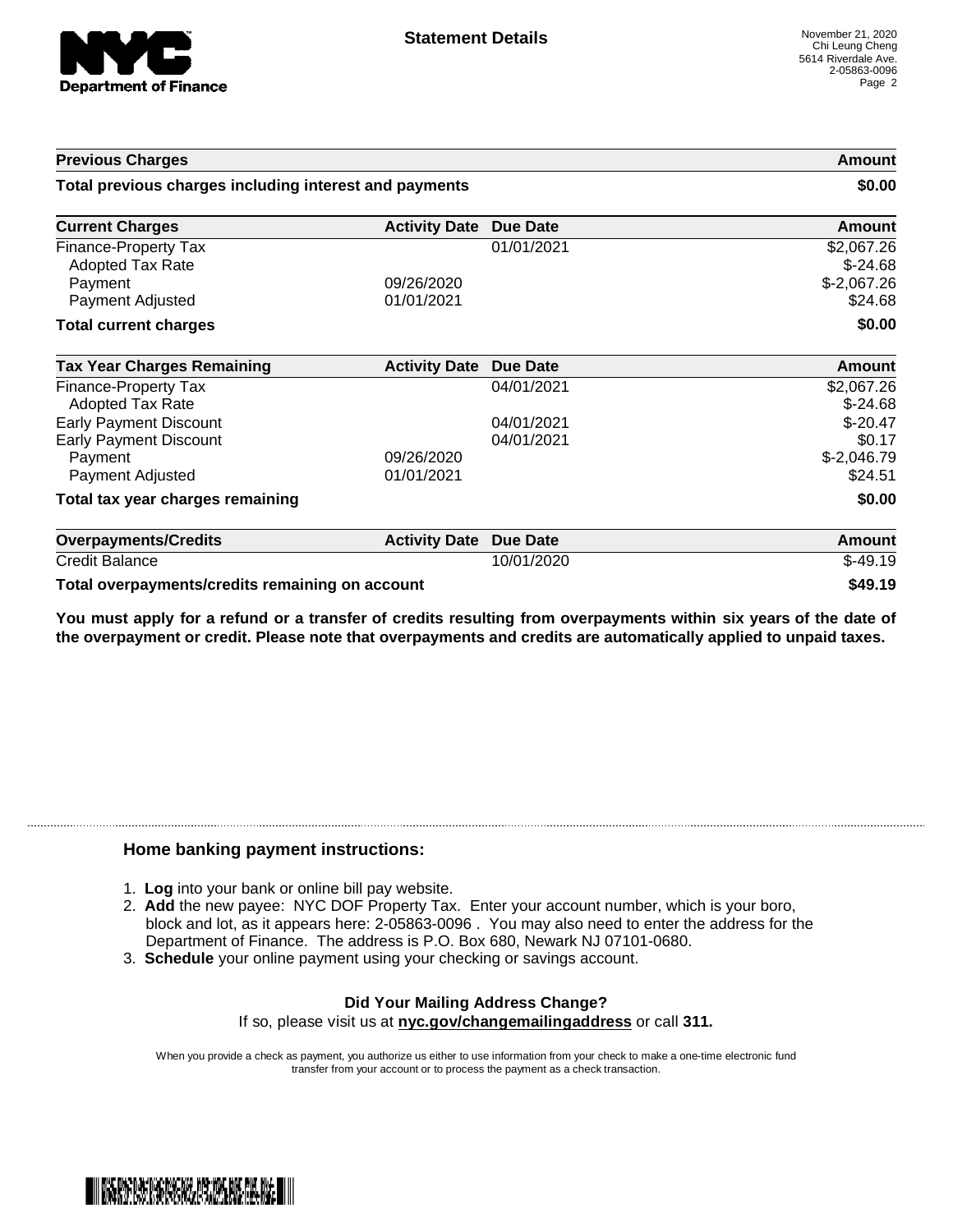# Statement Details

November 21, 2020
Chi Leung Cheng
5614 Riverdale Ave.
2-05863-0096

| Previous Charges | | | Amount |
|---|---|---|---|
| **Total previous charges including interest and payments** | | | **$0.00** |

| Current Charges | Activity Date | Due Date | Amount |
|---|---|---|---|
| Finance-Property Tax | | 01/01/2021 | $2,067.26 |
| Adopted Tax Rate | | | $-24.68 |
| Payment | 09/26/2020 | | $-2,067.26 |
| Payment Adjusted | 01/01/2021 | | $24.68 |
| **Total current charges** | | | **$0.00** |

| Tax Year Charges Remaining | Activity Date | Due Date | Amount |
|---|---|---|---|
| Finance-Property Tax | | 04/01/2021 | $2,067.26 |
| Adopted Tax Rate | | | $-24.68 |
| Early Payment Discount | | 04/01/2021 | $-20.47 |
| Early Payment Discount | | 04/01/2021 | $0.17 |
| Payment | 09/26/2020 | | $-2,046.79 |
| Payment Adjusted | 01/01/2021 | | $24.51 |
| **Total tax year charges remaining** | | | **$0.00** |

| Overpayments/Credits | Activity Date | Due Date | Amount |
|---|---|---|---|
| Credit Balance | | 10/01/2020 | $-49.19 |
| **Total overpayments/credits remaining on account** | | | **$49.19** |

**You must apply for a refund or a transfer of credits resulting from overpayments within six years of the date of the overpayment or credit. Please note that overpayments and credits are automatically applied to unpaid taxes.**

## Home banking payment instructions:

1. **Log** into your bank or online bill pay website.
2. **Add** the new payee: NYC DOF Property Tax. Enter your account number, which is your boro, block and lot, as it appears here: 2-05863-0096 . You may also need to enter the address for the Department of Finance. The address is P.O. Box 680, Newark NJ 07101-0680.
3. **Schedule** your online payment using your checking or savings account.

**Did Your Mailing Address Change?**
If so, please visit us at **nyc.gov/changemailingaddress** or call **311.**

When you provide a check as payment, you authorize us either to use information from your check to make a one-time electronic fund transfer from your account or to process the payment as a check transaction.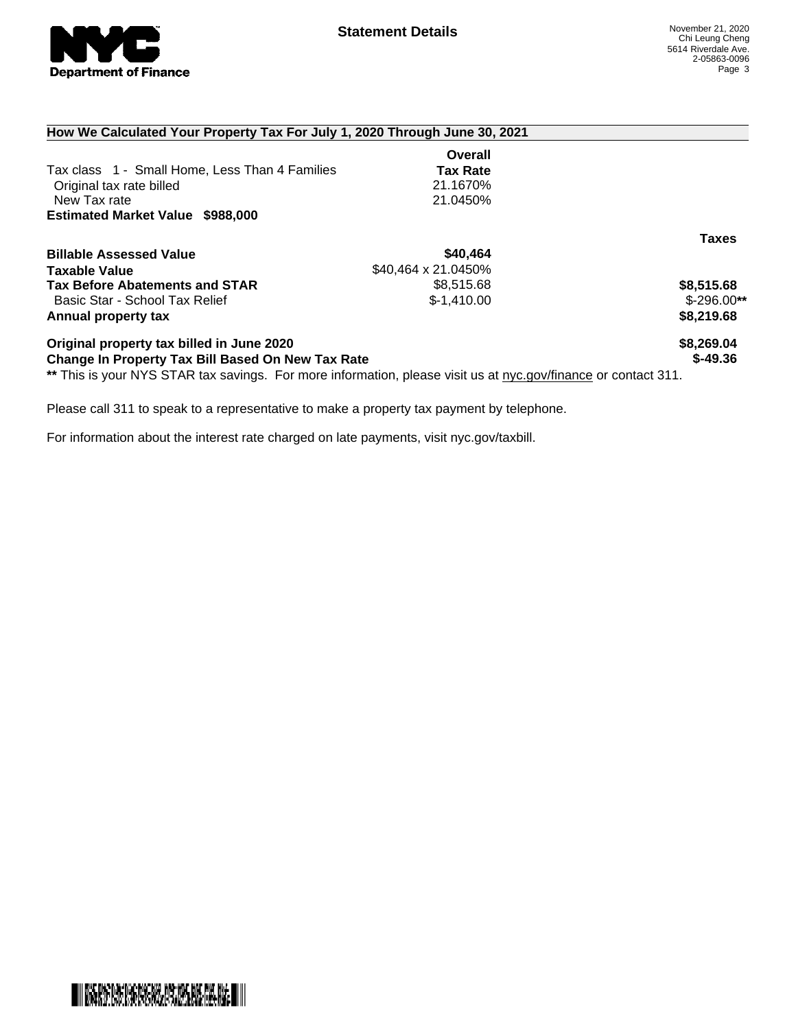**Statement Details**

November 21, 2020
Chi Leung Cheng
5614 Riverdale Ave.
2-05863-0096

## How We Calculated Your Property Tax For July 1, 2020 Through June 30, 2021

| | Overall Tax Rate | Taxes |
|---|---|---|
| Tax class 1 - Small Home, Less Than 4 Families | | |
| Original tax rate billed | 21.1670% | |
| New Tax rate | 21.0450% | |
| **Estimated Market Value $988,000** | | |
| **Billable Assessed Value** | **$40,464** | |
| **Taxable Value** | $40,464 x 21.0450% | |
| **Tax Before Abatements and STAR** | $8,515.68 | **$8,515.68** |
| Basic Star - School Tax Relief | $-1,410.00 | $-296.00** |
| **Annual property tax** | | **$8,219.68** |
| **Original property tax billed in June 2020** | | **$8,269.04** |
| **Change In Property Tax Bill Based On New Tax Rate** | | **$-49.36** |

** This is your NYS STAR tax savings. For more information, please visit us at nyc.gov/finance or contact 311.

Please call 311 to speak to a representative to make a property tax payment by telephone.

For information about the interest rate charged on late payments, visit nyc.gov/taxbill.